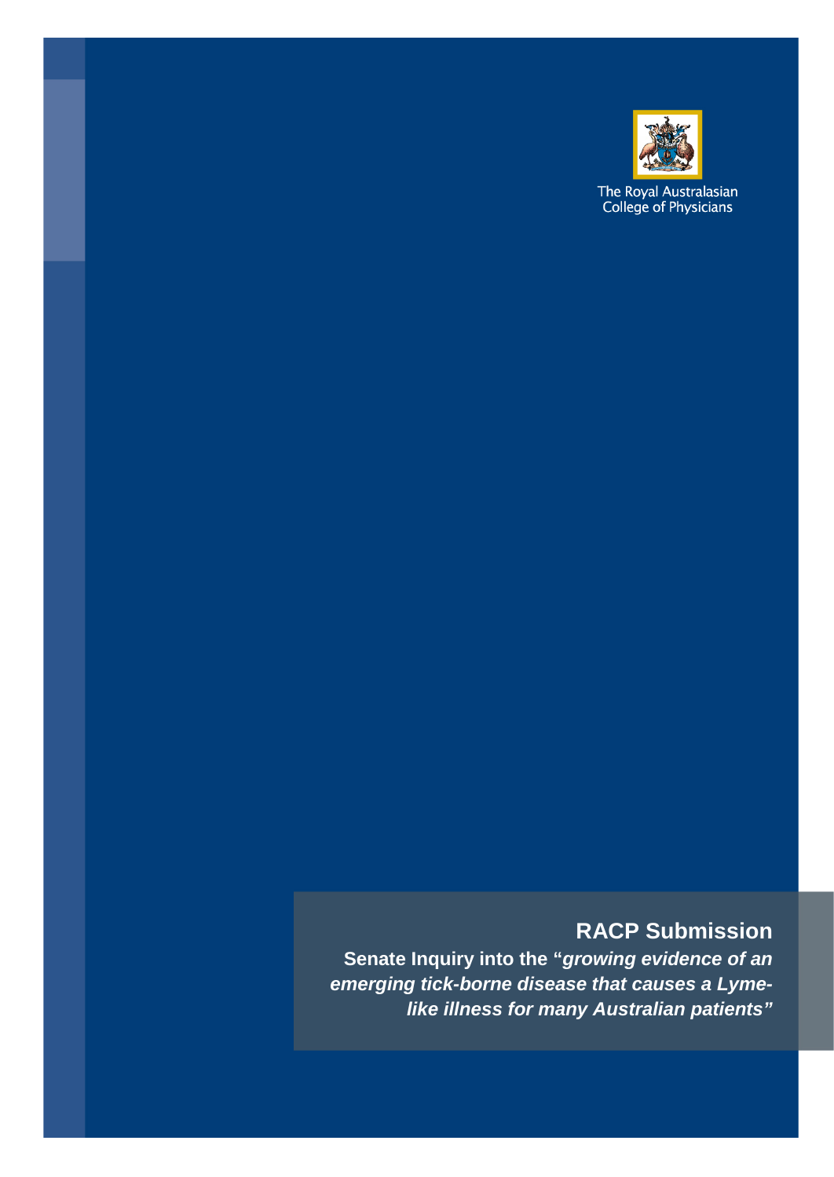The Royal Australasian College of Physicians

# RACP Submission

**Senate Inquiry into the "*growing evidence of an emerging tick-borne disease that causes a Lyme-like illness for many Australian patients*"**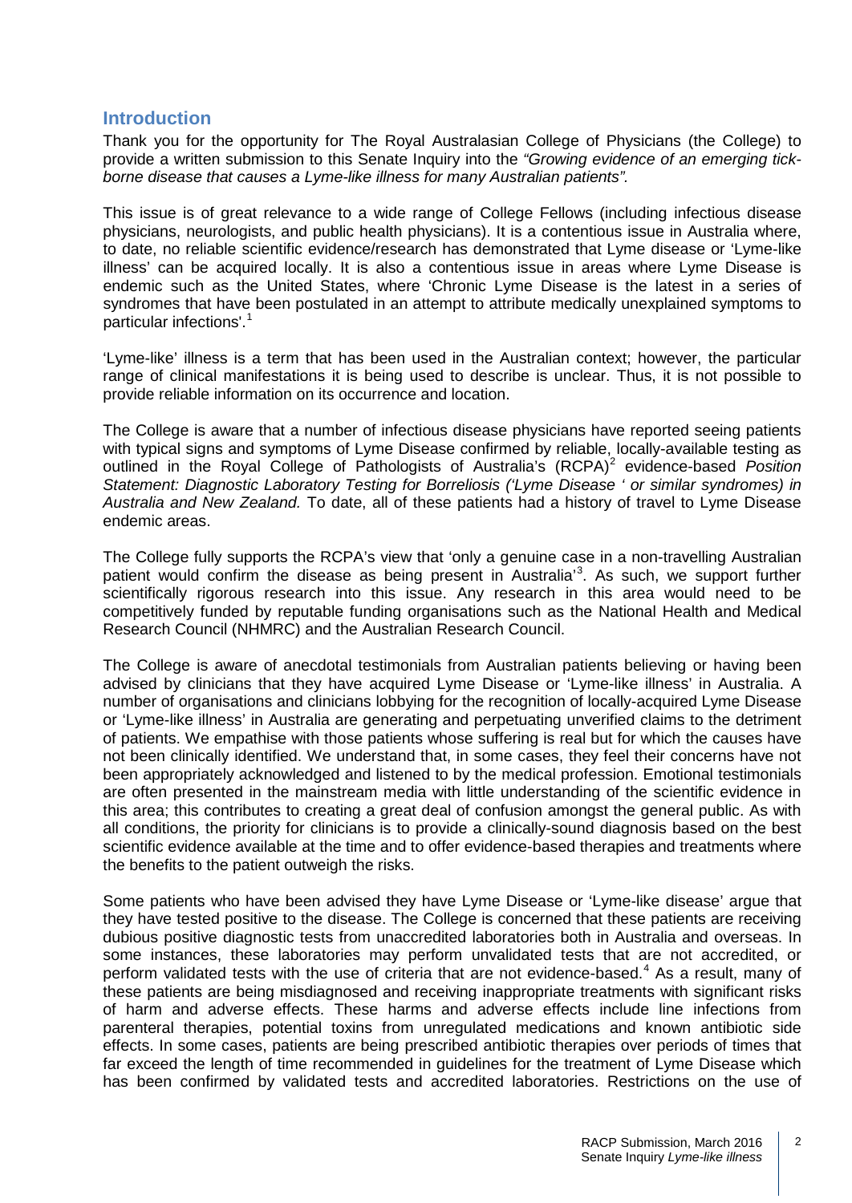## Introduction

Thank you for the opportunity for The Royal Australasian College of Physicians (the College) to provide a written submission to this Senate Inquiry into the *"Growing evidence of an emerging tick-borne disease that causes a Lyme-like illness for many Australian patients".*

This issue is of great relevance to a wide range of College Fellows (including infectious disease physicians, neurologists, and public health physicians). It is a contentious issue in Australia where, to date, no reliable scientific evidence/research has demonstrated that Lyme disease or 'Lyme-like illness' can be acquired locally. It is also a contentious issue in areas where Lyme Disease is endemic such as the United States, where 'Chronic Lyme Disease is the latest in a series of syndromes that have been postulated in an attempt to attribute medically unexplained symptoms to particular infections'.[1]

'Lyme-like' illness is a term that has been used in the Australian context; however, the particular range of clinical manifestations it is being used to describe is unclear. Thus, it is not possible to provide reliable information on its occurrence and location.

The College is aware that a number of infectious disease physicians have reported seeing patients with typical signs and symptoms of Lyme Disease confirmed by reliable, locally-available testing as outlined in the Royal College of Pathologists of Australia's (RCPA)[2] evidence-based *Position Statement: Diagnostic Laboratory Testing for Borreliosis ('Lyme Disease ' or similar syndromes) in Australia and New Zealand.* To date, all of these patients had a history of travel to Lyme Disease endemic areas.

The College fully supports the RCPA's view that 'only a genuine case in a non-travelling Australian patient would confirm the disease as being present in Australia'[3]. As such, we support further scientifically rigorous research into this issue. Any research in this area would need to be competitively funded by reputable funding organisations such as the National Health and Medical Research Council (NHMRC) and the Australian Research Council.

The College is aware of anecdotal testimonials from Australian patients believing or having been advised by clinicians that they have acquired Lyme Disease or 'Lyme-like illness' in Australia. A number of organisations and clinicians lobbying for the recognition of locally-acquired Lyme Disease or 'Lyme-like illness' in Australia are generating and perpetuating unverified claims to the detriment of patients. We empathise with those patients whose suffering is real but for which the causes have not been clinically identified. We understand that, in some cases, they feel their concerns have not been appropriately acknowledged and listened to by the medical profession. Emotional testimonials are often presented in the mainstream media with little understanding of the scientific evidence in this area; this contributes to creating a great deal of confusion amongst the general public. As with all conditions, the priority for clinicians is to provide a clinically-sound diagnosis based on the best scientific evidence available at the time and to offer evidence-based therapies and treatments where the benefits to the patient outweigh the risks.

Some patients who have been advised they have Lyme Disease or 'Lyme-like disease' argue that they have tested positive to the disease. The College is concerned that these patients are receiving dubious positive diagnostic tests from unaccredited laboratories both in Australia and overseas. In some instances, these laboratories may perform unvalidated tests that are not accredited, or perform validated tests with the use of criteria that are not evidence-based.[4] As a result, many of these patients are being misdiagnosed and receiving inappropriate treatments with significant risks of harm and adverse effects. These harms and adverse effects include line infections from parenteral therapies, potential toxins from unregulated medications and known antibiotic side effects. In some cases, patients are being prescribed antibiotic therapies over periods of times that far exceed the length of time recommended in guidelines for the treatment of Lyme Disease which has been confirmed by validated tests and accredited laboratories. Restrictions on the use of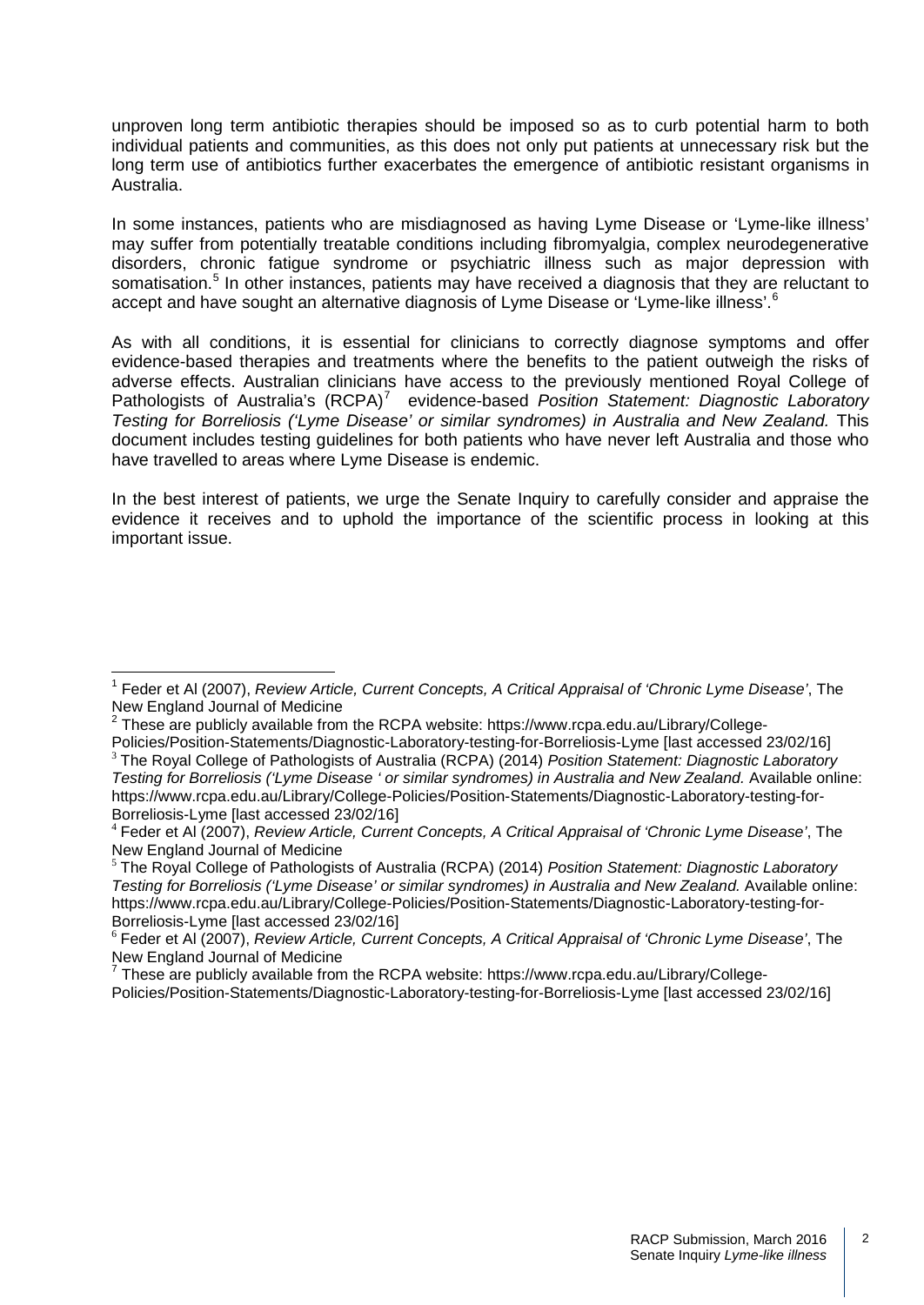unproven long term antibiotic therapies should be imposed so as to curb potential harm to both individual patients and communities, as this does not only put patients at unnecessary risk but the long term use of antibiotics further exacerbates the emergence of antibiotic resistant organisms in Australia.

In some instances, patients who are misdiagnosed as having Lyme Disease or 'Lyme-like illness' may suffer from potentially treatable conditions including fibromyalgia, complex neurodegenerative disorders, chronic fatigue syndrome or psychiatric illness such as major depression with somatisation.[5] In other instances, patients may have received a diagnosis that they are reluctant to accept and have sought an alternative diagnosis of Lyme Disease or 'Lyme-like illness'.[6]

As with all conditions, it is essential for clinicians to correctly diagnose symptoms and offer evidence-based therapies and treatments where the benefits to the patient outweigh the risks of adverse effects. Australian clinicians have access to the previously mentioned Royal College of Pathologists of Australia's (RCPA)[7] evidence-based *Position Statement: Diagnostic Laboratory Testing for Borreliosis ('Lyme Disease' or similar syndromes) in Australia and New Zealand.* This document includes testing guidelines for both patients who have never left Australia and those who have travelled to areas where Lyme Disease is endemic.

In the best interest of patients, we urge the Senate Inquiry to carefully consider and appraise the evidence it receives and to uphold the importance of the scientific process in looking at this important issue.

---

[1] Feder et Al (2007), *Review Article, Current Concepts, A Critical Appraisal of 'Chronic Lyme Disease'*, The New England Journal of Medicine

[2] These are publicly available from the RCPA website: https://www.rcpa.edu.au/Library/College-Policies/Position-Statements/Diagnostic-Laboratory-testing-for-Borreliosis-Lyme [last accessed 23/02/16]

[3] The Royal College of Pathologists of Australia (RCPA) (2014) *Position Statement: Diagnostic Laboratory Testing for Borreliosis ('Lyme Disease ' or similar syndromes) in Australia and New Zealand.* Available online: https://www.rcpa.edu.au/Library/College-Policies/Position-Statements/Diagnostic-Laboratory-testing-for-Borreliosis-Lyme [last accessed 23/02/16]

[4] Feder et Al (2007), *Review Article, Current Concepts, A Critical Appraisal of 'Chronic Lyme Disease'*, The New England Journal of Medicine

[5] The Royal College of Pathologists of Australia (RCPA) (2014) *Position Statement: Diagnostic Laboratory Testing for Borreliosis ('Lyme Disease' or similar syndromes) in Australia and New Zealand.* Available online: https://www.rcpa.edu.au/Library/College-Policies/Position-Statements/Diagnostic-Laboratory-testing-for-Borreliosis-Lyme [last accessed 23/02/16]

[6] Feder et Al (2007), *Review Article, Current Concepts, A Critical Appraisal of 'Chronic Lyme Disease'*, The New England Journal of Medicine

[7] These are publicly available from the RCPA website: https://www.rcpa.edu.au/Library/College-Policies/Position-Statements/Diagnostic-Laboratory-testing-for-Borreliosis-Lyme [last accessed 23/02/16]